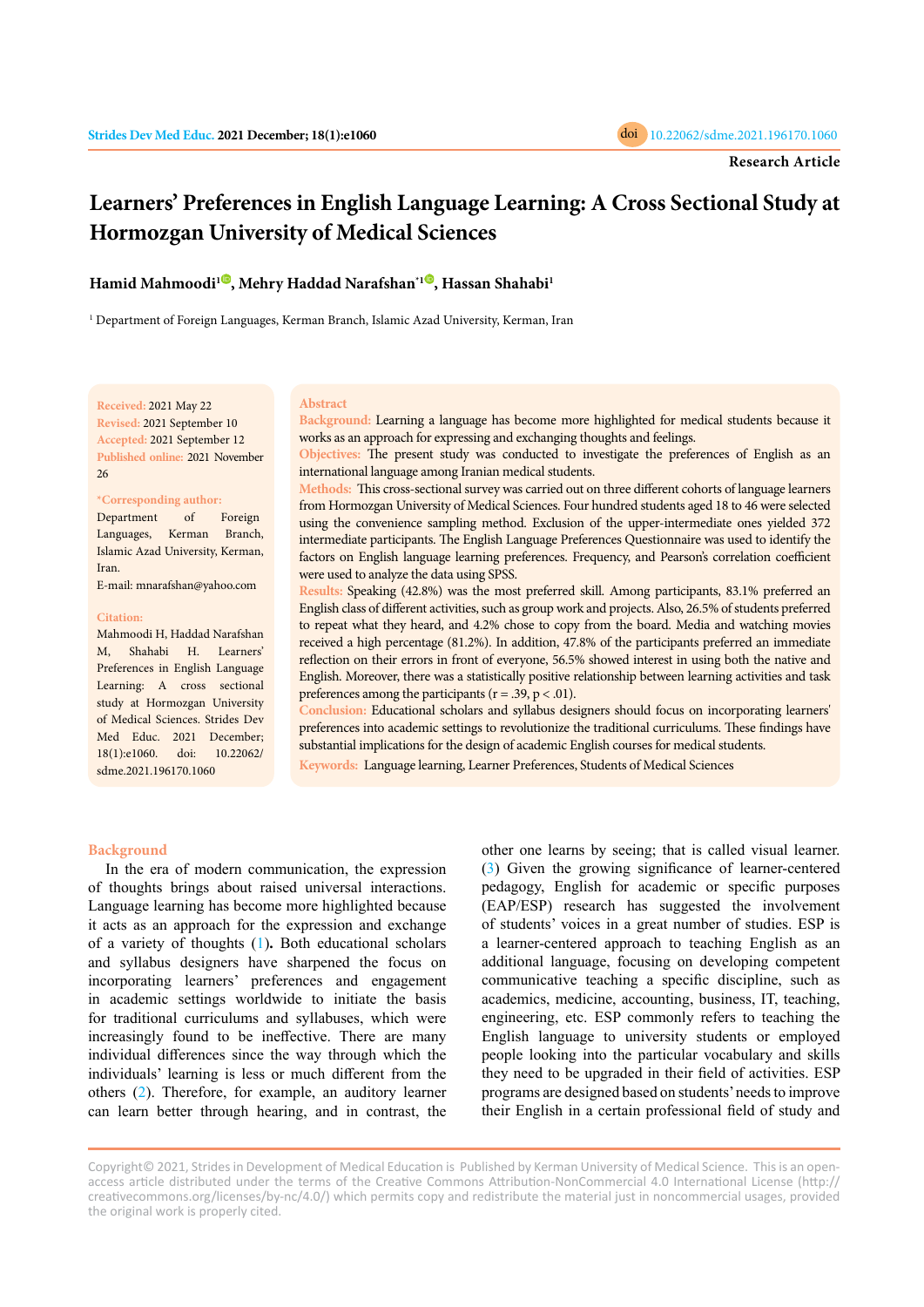Research Article

# Learners' Preferences in English Language Learning: A Cross Sectional Study at Hormozgan University of Medical Sciences

**Hamid Mahmoodi[1], Mehry Haddad Narafshan*[1], Hassan Shahabi[1]**

[1] Department of Foreign Languages, Kerman Branch, Islamic Azad University, Kerman, Iran

**Received:** 2021 May 22
**Revised:** 2021 September 10
**Accepted:** 2021 September 12
**Published online:** 2021 November 26

**\*Corresponding author:** Department of Foreign Languages, Kerman Branch, Islamic Azad University, Kerman, Iran.
E-mail: mnarafshan@yahoo.com

**Citation:** Mahmoodi H, Haddad Narafshan M, Shahabi H. Learners' Preferences in English Language Learning: A cross sectional study at Hormozgan University of Medical Sciences. Strides Dev Med Educ. 2021 December; 18(1):e1060. doi: 10.22062/sdme.2021.196170.1060

## Abstract

**Background:** Learning a language has become more highlighted for medical students because it works as an approach for expressing and exchanging thoughts and feelings.

**Objectives:** The present study was conducted to investigate the preferences of English as an international language among Iranian medical students.

**Methods:** This cross-sectional survey was carried out on three different cohorts of language learners from Hormozgan University of Medical Sciences. Four hundred students aged 18 to 46 were selected using the convenience sampling method. Exclusion of the upper-intermediate ones yielded 372 intermediate participants. The English Language Preferences Questionnaire was used to identify the factors on English language learning preferences. Frequency, and Pearson's correlation coefficient were used to analyze the data using SPSS.

**Results:** Speaking (42.8%) was the most preferred skill. Among participants, 83.1% preferred an English class of different activities, such as group work and projects. Also, 26.5% of students preferred to repeat what they heard, and 4.2% chose to copy from the board. Media and watching movies received a high percentage (81.2%). In addition, 47.8% of the participants preferred an immediate reflection on their errors in front of everyone, 56.5% showed interest in using both the native and English. Moreover, there was a statistically positive relationship between learning activities and task preferences among the participants ($r = .39$, $p < .01$).

**Conclusion:** Educational scholars and syllabus designers should focus on incorporating learners' preferences into academic settings to revolutionize the traditional curriculums. These findings have substantial implications for the design of academic English courses for medical students.

**Keywords:** Language learning, Learner Preferences, Students of Medical Sciences

## Background

In the era of modern communication, the expression of thoughts brings about raised universal interactions. Language learning has become more highlighted because it acts as an approach for the expression and exchange of a variety of thoughts (1). Both educational scholars and syllabus designers have sharpened the focus on incorporating learners' preferences and engagement in academic settings worldwide to initiate the basis for traditional curriculums and syllabuses, which were increasingly found to be ineffective. There are many individual differences since the way through which the individuals' learning is less or much different from the others (2). Therefore, for example, an auditory learner can learn better through hearing, and in contrast, the other one learns by seeing; that is called visual learner. (3) Given the growing significance of learner-centered pedagogy, English for academic or specific purposes (EAP/ESP) research has suggested the involvement of students' voices in a great number of studies. ESP is a learner-centered approach to teaching English as an additional language, focusing on developing competent communicative teaching a specific discipline, such as academics, medicine, accounting, business, IT, teaching, engineering, etc. ESP commonly refers to teaching the English language to university students or employed people looking into the particular vocabulary and skills they need to be upgraded in their field of activities. ESP programs are designed based on students' needs to improve their English in a certain professional field of study and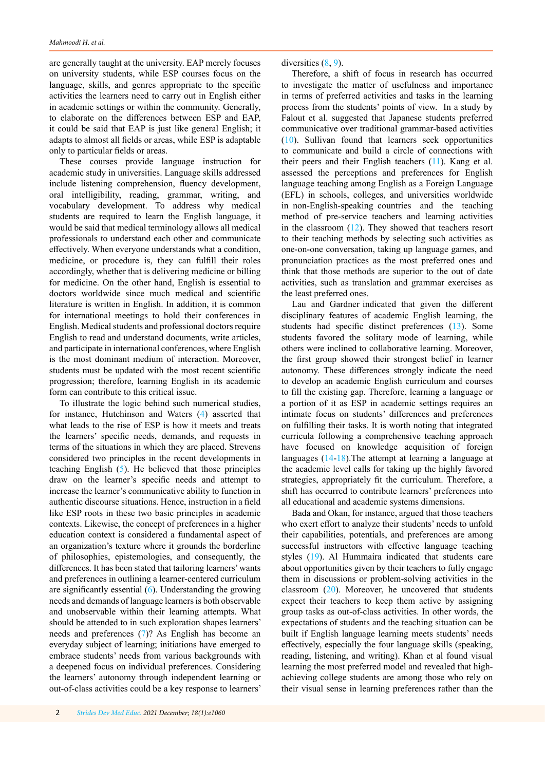are generally taught at the university. EAP merely focuses on university students, while ESP courses focus on the language, skills, and genres appropriate to the specific activities the learners need to carry out in English either in academic settings or within the community. Generally, to elaborate on the differences between ESP and EAP, it could be said that EAP is just like general English; it adapts to almost all fields or areas, while ESP is adaptable only to particular fields or areas.

These courses provide language instruction for academic study in universities. Language skills addressed include listening comprehension, fluency development, oral intelligibility, reading, grammar, writing, and vocabulary development. To address why medical students are required to learn the English language, it would be said that medical terminology allows all medical professionals to understand each other and communicate effectively. When everyone understands what a condition, medicine, or procedure is, they can fulfill their roles accordingly, whether that is delivering medicine or billing for medicine. On the other hand, English is essential to doctors worldwide since much medical and scientific literature is written in English. In addition, it is common for international meetings to hold their conferences in English. Medical students and professional doctors require English to read and understand documents, write articles, and participate in international conferences, where English is the most dominant medium of interaction. Moreover, students must be updated with the most recent scientific progression; therefore, learning English in its academic form can contribute to this critical issue.

To illustrate the logic behind such numerical studies, for instance, Hutchinson and Waters (4) asserted that what leads to the rise of ESP is how it meets and treats the learners' specific needs, demands, and requests in terms of the situations in which they are placed. Strevens considered two principles in the recent developments in teaching English (5). He believed that those principles draw on the learner's specific needs and attempt to increase the learner's communicative ability to function in authentic discourse situations. Hence, instruction in a field like ESP roots in these two basic principles in academic contexts. Likewise, the concept of preferences in a higher education context is considered a fundamental aspect of an organization's texture where it grounds the borderline of philosophies, epistemologies, and consequently, the differences. It has been stated that tailoring learners' wants and preferences in outlining a learner-centered curriculum are significantly essential (6). Understanding the growing needs and demands of language learners is both observable and unobservable within their learning attempts. What should be attended to in such exploration shapes learners' needs and preferences (7)? As English has become an everyday subject of learning; initiations have emerged to embrace students' needs from various backgrounds with a deepened focus on individual preferences. Considering the learners' autonomy through independent learning or out-of-class activities could be a key response to learners' diversities (8, 9).

Therefore, a shift of focus in research has occurred to investigate the matter of usefulness and importance in terms of preferred activities and tasks in the learning process from the students' points of view. In a study by Falout et al. suggested that Japanese students preferred communicative over traditional grammar-based activities (10). Sullivan found that learners seek opportunities to communicate and build a circle of connections with their peers and their English teachers (11). Kang et al. assessed the perceptions and preferences for English language teaching among English as a Foreign Language (EFL) in schools, colleges, and universities worldwide in non-English-speaking countries and the teaching method of pre-service teachers and learning activities in the classroom (12). They showed that teachers resort to their teaching methods by selecting such activities as one-on-one conversation, taking up language games, and pronunciation practices as the most preferred ones and think that those methods are superior to the out of date activities, such as translation and grammar exercises as the least preferred ones.

Lau and Gardner indicated that given the different disciplinary features of academic English learning, the students had specific distinct preferences (13). Some students favored the solitary mode of learning, while others were inclined to collaborative learning. Moreover, the first group showed their strongest belief in learner autonomy. These differences strongly indicate the need to develop an academic English curriculum and courses to fill the existing gap. Therefore, learning a language or a portion of it as ESP in academic settings requires an intimate focus on students' differences and preferences on fulfilling their tasks. It is worth noting that integrated curricula following a comprehensive teaching approach have focused on knowledge acquisition of foreign languages (14-18).The attempt at learning a language at the academic level calls for taking up the highly favored strategies, appropriately fit the curriculum. Therefore, a shift has occurred to contribute learners' preferences into all educational and academic systems dimensions.

Bada and Okan, for instance, argued that those teachers who exert effort to analyze their students' needs to unfold their capabilities, potentials, and preferences are among successful instructors with effective language teaching styles (19). Al Hummaira indicated that students care about opportunities given by their teachers to fully engage them in discussions or problem-solving activities in the classroom (20). Moreover, he uncovered that students expect their teachers to keep them active by assigning group tasks as out-of-class activities. In other words, the expectations of students and the teaching situation can be built if English language learning meets students' needs effectively, especially the four language skills (speaking, reading, listening, and writing). Khan et al found visual learning the most preferred model and revealed that high-achieving college students are among those who rely on their visual sense in learning preferences rather than the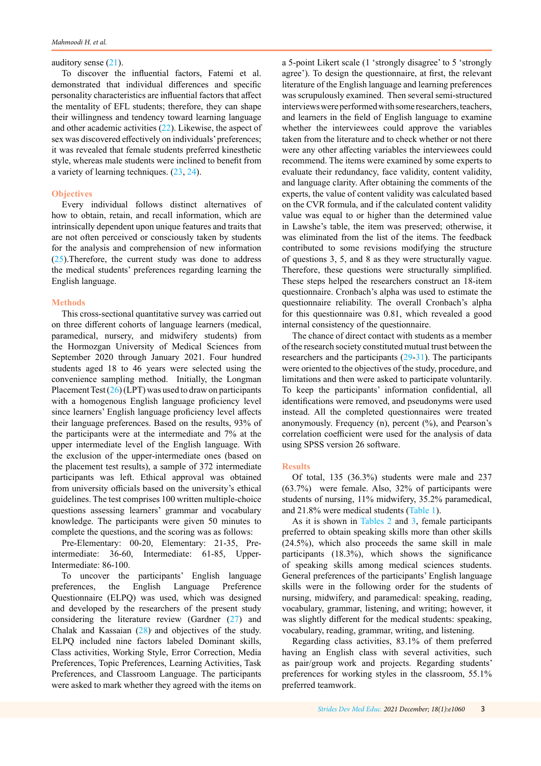auditory sense (21).

To discover the influential factors, Fatemi et al. demonstrated that individual differences and specific personality characteristics are influential factors that affect the mentality of EFL students; therefore, they can shape their willingness and tendency toward learning language and other academic activities (22). Likewise, the aspect of sex was discovered effectively on individuals' preferences; it was revealed that female students preferred kinesthetic style, whereas male students were inclined to benefit from a variety of learning techniques. (23, 24).

## Objectives

Every individual follows distinct alternatives of how to obtain, retain, and recall information, which are intrinsically dependent upon unique features and traits that are not often perceived or consciously taken by students for the analysis and comprehension of new information (25).Therefore, the current study was done to address the medical students' preferences regarding learning the English language.

## Methods

This cross-sectional quantitative survey was carried out on three different cohorts of language learners (medical, paramedical, nursery, and midwifery students) from the Hormozgan University of Medical Sciences from September 2020 through January 2021. Four hundred students aged 18 to 46 years were selected using the convenience sampling method. Initially, the Longman Placement Test (26) (LPT) was used to draw on participants with a homogenous English language proficiency level since learners' English language proficiency level affects their language preferences. Based on the results, 93% of the participants were at the intermediate and 7% at the upper intermediate level of the English language. With the exclusion of the upper-intermediate ones (based on the placement test results), a sample of 372 intermediate participants was left. Ethical approval was obtained from university officials based on the university's ethical guidelines. The test comprises 100 written multiple-choice questions assessing learners' grammar and vocabulary knowledge. The participants were given 50 minutes to complete the questions, and the scoring was as follows:

Pre-Elementary: 00-20, Elementary: 21-35, Pre-intermediate: 36-60, Intermediate: 61-85, Upper-Intermediate: 86-100.

To uncover the participants' English language preferences, the English Language Preference Questionnaire (ELPQ) was used, which was designed and developed by the researchers of the present study considering the literature review (Gardner (27) and Chalak and Kassaian (28)) and objectives of the study. ELPQ included nine factors labeled Dominant skills, Class activities, Working Style, Error Correction, Media Preferences, Topic Preferences, Learning Activities, Task Preferences, and Classroom Language. The participants were asked to mark whether they agreed with the items on a 5-point Likert scale (1 'strongly disagree' to 5 'strongly agree'). To design the questionnaire, at first, the relevant literature of the English language and learning preferences was scrupulously examined. Then several semi-structured interviews were performed with some researchers, teachers, and learners in the field of English language to examine whether the interviewees could approve the variables taken from the literature and to check whether or not there were any other affecting variables the interviewees could recommend. The items were examined by some experts to evaluate their redundancy, face validity, content validity, and language clarity. After obtaining the comments of the experts, the value of content validity was calculated based on the CVR formula, and if the calculated content validity value was equal to or higher than the determined value in Lawshe's table, the item was preserved; otherwise, it was eliminated from the list of the items. The feedback contributed to some revisions modifying the structure of questions 3, 5, and 8 as they were structurally vague. Therefore, these questions were structurally simplified. These steps helped the researchers construct an 18-item questionnaire. Cronbach's alpha was used to estimate the questionnaire reliability. The overall Cronbach's alpha for this questionnaire was 0.81, which revealed a good internal consistency of the questionnaire.

The chance of direct contact with students as a member of the research society constituted mutual trust between the researchers and the participants (29-31). The participants were oriented to the objectives of the study, procedure, and limitations and then were asked to participate voluntarily. To keep the participants' information confidential, all identifications were removed, and pseudonyms were used instead. All the completed questionnaires were treated anonymously. Frequency (n), percent (%), and Pearson's correlation coefficient were used for the analysis of data using SPSS version 26 software.

## Results

Of total, 135 (36.3%) students were male and 237 (63.7%) were female. Also, 32% of participants were students of nursing, 11% midwifery, 35.2% paramedical, and 21.8% were medical students (Table 1).

As it is shown in Tables 2 and 3, female participants preferred to obtain speaking skills more than other skills (24.5%), which also proceeds the same skill in male participants (18.3%), which shows the significance of speaking skills among medical sciences students. General preferences of the participants' English language skills were in the following order for the students of nursing, midwifery, and paramedical: speaking, reading, vocabulary, grammar, listening, and writing; however, it was slightly different for the medical students: speaking, vocabulary, reading, grammar, writing, and listening.

Regarding class activities, 83.1% of them preferred having an English class with several activities, such as pair/group work and projects. Regarding students' preferences for working styles in the classroom, 55.1% preferred teamwork.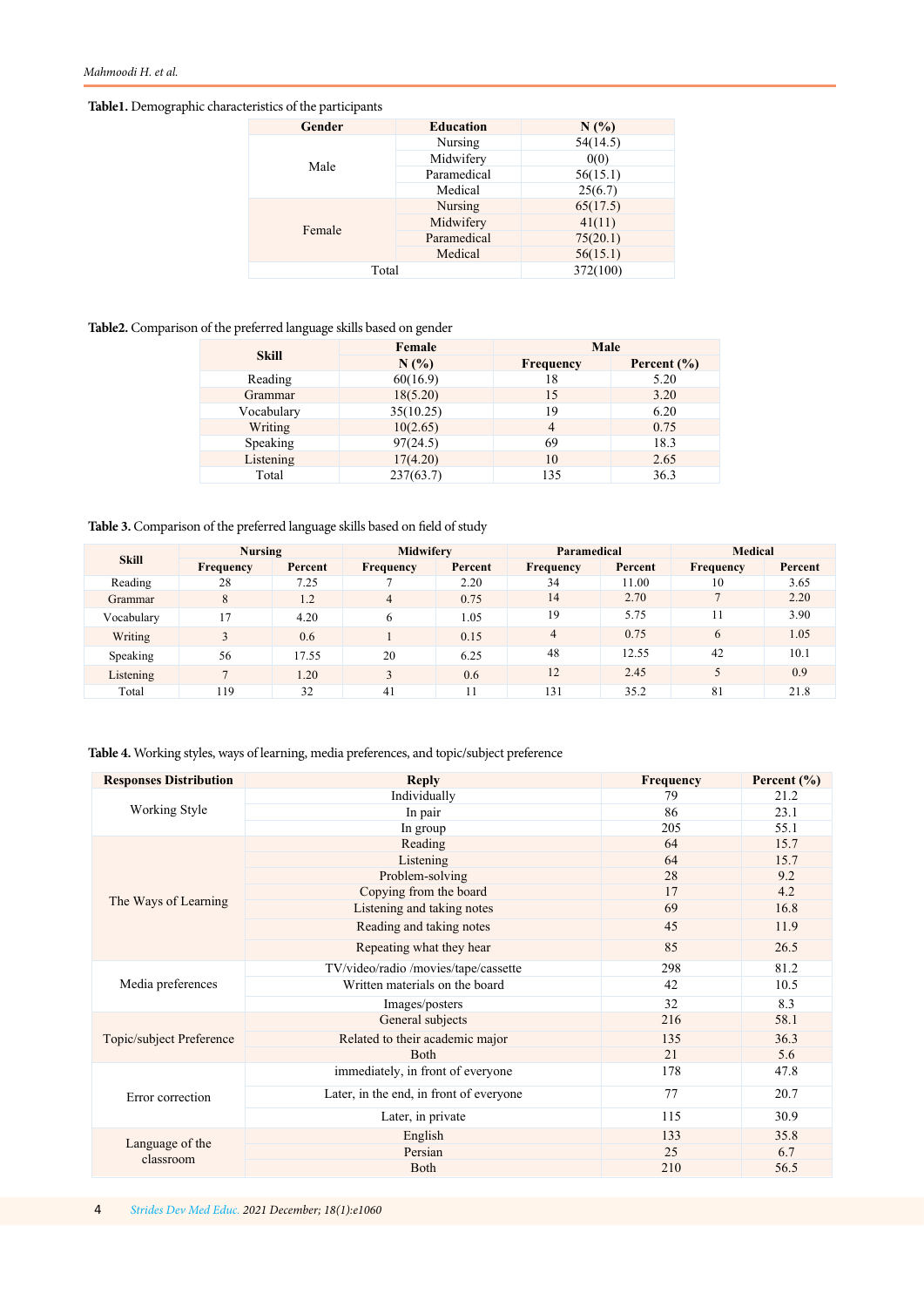**Table1.** Demographic characteristics of the participants

| Gender | Education | N (%) |
|---|---|---|
| Male | Nursing | 54(14.5) |
| | Midwifery | 0(0) |
| | Paramedical | 56(15.1) |
| | Medical | 25(6.7) |
| Female | Nursing | 65(17.5) |
| | Midwifery | 41(11) |
| | Paramedical | 75(20.1) |
| | Medical | 56(15.1) |
| Total | | 372(100) |

**Table2.** Comparison of the preferred language skills based on gender

| Skill | Female | Male | |
|---|---|---|---|
| | N (%) | Frequency | Percent (%) |
| Reading | 60(16.9) | 18 | 5.20 |
| Grammar | 18(5.20) | 15 | 3.20 |
| Vocabulary | 35(10.25) | 19 | 6.20 |
| Writing | 10(2.65) | 4 | 0.75 |
| Speaking | 97(24.5) | 69 | 18.3 |
| Listening | 17(4.20) | 10 | 2.65 |
| Total | 237(63.7) | 135 | 36.3 |

**Table 3.** Comparison of the preferred language skills based on field of study

| Skill | Nursing | | Midwifery | | Paramedical | | Medical | |
|---|---|---|---|---|---|---|---|---|
| | Frequency | Percent | Frequency | Percent | Frequency | Percent | Frequency | Percent |
| Reading | 28 | 7.25 | 7 | 2.20 | 34 | 11.00 | 10 | 3.65 |
| Grammar | 8 | 1.2 | 4 | 0.75 | 14 | 2.70 | 7 | 2.20 |
| Vocabulary | 17 | 4.20 | 6 | 1.05 | 19 | 5.75 | 11 | 3.90 |
| Writing | 3 | 0.6 | 1 | 0.15 | 4 | 0.75 | 6 | 1.05 |
| Speaking | 56 | 17.55 | 20 | 6.25 | 48 | 12.55 | 42 | 10.1 |
| Listening | 7 | 1.20 | 3 | 0.6 | 12 | 2.45 | 5 | 0.9 |
| Total | 119 | 32 | 41 | 11 | 131 | 35.2 | 81 | 21.8 |

**Table 4.** Working styles, ways of learning, media preferences, and topic/subject preference

| Responses Distribution | Reply | Frequency | Percent (%) |
|---|---|---|---|
| Working Style | Individually | 79 | 21.2 |
| | In pair | 86 | 23.1 |
| | In group | 205 | 55.1 |
| The Ways of Learning | Reading | 64 | 15.7 |
| | Listening | 64 | 15.7 |
| | Problem-solving | 28 | 9.2 |
| | Copying from the board | 17 | 4.2 |
| | Listening and taking notes | 69 | 16.8 |
| | Reading and taking notes | 45 | 11.9 |
| | Repeating what they hear | 85 | 26.5 |
| Media preferences | TV/video/radio /movies/tape/cassette | 298 | 81.2 |
| | Written materials on the board | 42 | 10.5 |
| | Images/posters | 32 | 8.3 |
| Topic/subject Preference | General subjects | 216 | 58.1 |
| | Related to their academic major | 135 | 36.3 |
| | Both | 21 | 5.6 |
| Error correction | immediately, in front of everyone | 178 | 47.8 |
| | Later, in the end, in front of everyone | 77 | 20.7 |
| | Later, in private | 115 | 30.9 |
| Language of the classroom | English | 133 | 35.8 |
| | Persian | 25 | 6.7 |
| | Both | 210 | 56.5 |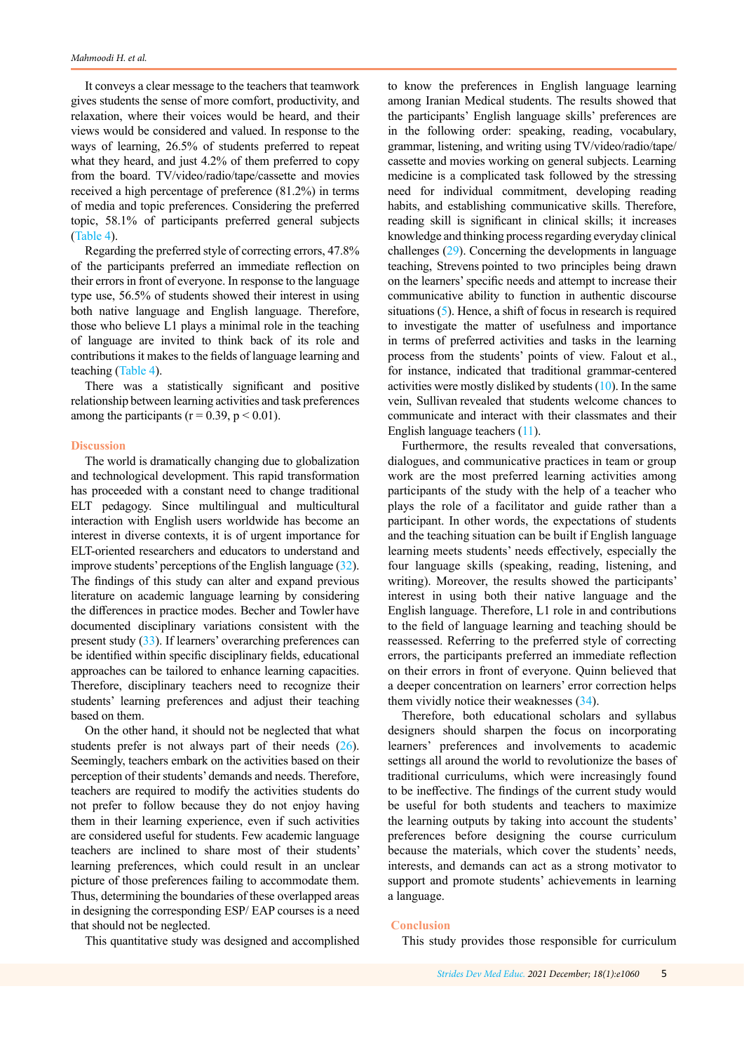It conveys a clear message to the teachers that teamwork gives students the sense of more comfort, productivity, and relaxation, where their voices would be heard, and their views would be considered and valued. In response to the ways of learning, 26.5% of students preferred to repeat what they heard, and just 4.2% of them preferred to copy from the board. TV/video/radio/tape/cassette and movies received a high percentage of preference (81.2%) in terms of media and topic preferences. Considering the preferred topic, 58.1% of participants preferred general subjects (Table 4).

Regarding the preferred style of correcting errors, 47.8% of the participants preferred an immediate reflection on their errors in front of everyone. In response to the language type use, 56.5% of students showed their interest in using both native language and English language. Therefore, those who believe L1 plays a minimal role in the teaching of language are invited to think back of its role and contributions it makes to the fields of language learning and teaching (Table 4).

There was a statistically significant and positive relationship between learning activities and task preferences among the participants ($r = 0.39$, $p < 0.01$).

## Discussion

The world is dramatically changing due to globalization and technological development. This rapid transformation has proceeded with a constant need to change traditional ELT pedagogy. Since multilingual and multicultural interaction with English users worldwide has become an interest in diverse contexts, it is of urgent importance for ELT-oriented researchers and educators to understand and improve students' perceptions of the English language (32). The findings of this study can alter and expand previous literature on academic language learning by considering the differences in practice modes. Becher and Towler have documented disciplinary variations consistent with the present study (33). If learners' overarching preferences can be identified within specific disciplinary fields, educational approaches can be tailored to enhance learning capacities. Therefore, disciplinary teachers need to recognize their students' learning preferences and adjust their teaching based on them.

On the other hand, it should not be neglected that what students prefer is not always part of their needs (26). Seemingly, teachers embark on the activities based on their perception of their students' demands and needs. Therefore, teachers are required to modify the activities students do not prefer to follow because they do not enjoy having them in their learning experience, even if such activities are considered useful for students. Few academic language teachers are inclined to share most of their students' learning preferences, which could result in an unclear picture of those preferences failing to accommodate them. Thus, determining the boundaries of these overlapped areas in designing the corresponding ESP/ EAP courses is a need that should not be neglected.

This quantitative study was designed and accomplished to know the preferences in English language learning among Iranian Medical students. The results showed that the participants' English language skills' preferences are in the following order: speaking, reading, vocabulary, grammar, listening, and writing using TV/video/radio/tape/cassette and movies working on general subjects. Learning medicine is a complicated task followed by the stressing need for individual commitment, developing reading habits, and establishing communicative skills. Therefore, reading skill is significant in clinical skills; it increases knowledge and thinking process regarding everyday clinical challenges (29). Concerning the developments in language teaching, Strevens pointed to two principles being drawn on the learners' specific needs and attempt to increase their communicative ability to function in authentic discourse situations (5). Hence, a shift of focus in research is required to investigate the matter of usefulness and importance in terms of preferred activities and tasks in the learning process from the students' points of view. Falout et al., for instance, indicated that traditional grammar-centered activities were mostly disliked by students (10). In the same vein, Sullivan revealed that students welcome chances to communicate and interact with their classmates and their English language teachers (11).

Furthermore, the results revealed that conversations, dialogues, and communicative practices in team or group work are the most preferred learning activities among participants of the study with the help of a teacher who plays the role of a facilitator and guide rather than a participant. In other words, the expectations of students and the teaching situation can be built if English language learning meets students' needs effectively, especially the four language skills (speaking, reading, listening, and writing). Moreover, the results showed the participants' interest in using both their native language and the English language. Therefore, L1 role in and contributions to the field of language learning and teaching should be reassessed. Referring to the preferred style of correcting errors, the participants preferred an immediate reflection on their errors in front of everyone. Quinn believed that a deeper concentration on learners' error correction helps them vividly notice their weaknesses (34).

Therefore, both educational scholars and syllabus designers should sharpen the focus on incorporating learners' preferences and involvements to academic settings all around the world to revolutionize the bases of traditional curriculums, which were increasingly found to be ineffective. The findings of the current study would be useful for both students and teachers to maximize the learning outputs by taking into account the students' preferences before designing the course curriculum because the materials, which cover the students' needs, interests, and demands can act as a strong motivator to support and promote students' achievements in learning a language.

## Conclusion

This study provides those responsible for curriculum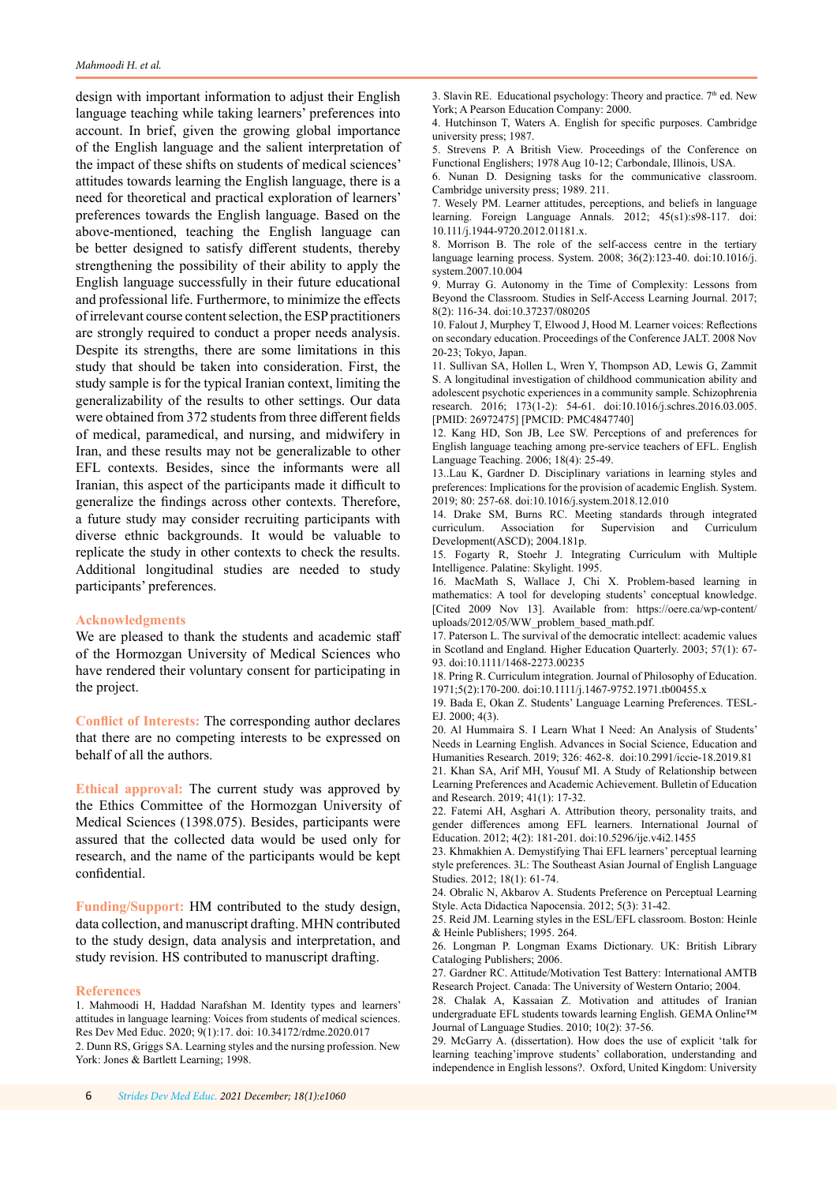design with important information to adjust their English language teaching while taking learners' preferences into account. In brief, given the growing global importance of the English language and the salient interpretation of the impact of these shifts on students of medical sciences' attitudes towards learning the English language, there is a need for theoretical and practical exploration of learners' preferences towards the English language. Based on the above-mentioned, teaching the English language can be better designed to satisfy different students, thereby strengthening the possibility of their ability to apply the English language successfully in their future educational and professional life. Furthermore, to minimize the effects of irrelevant course content selection, the ESP practitioners are strongly required to conduct a proper needs analysis. Despite its strengths, there are some limitations in this study that should be taken into consideration. First, the study sample is for the typical Iranian context, limiting the generalizability of the results to other settings. Our data were obtained from 372 students from three different fields of medical, paramedical, and nursing, and midwifery in Iran, and these results may not be generalizable to other EFL contexts. Besides, since the informants were all Iranian, this aspect of the participants made it difficult to generalize the findings across other contexts. Therefore, a future study may consider recruiting participants with diverse ethnic backgrounds. It would be valuable to replicate the study in other contexts to check the results. Additional longitudinal studies are needed to study participants' preferences.

## Acknowledgments

We are pleased to thank the students and academic staff of the Hormozgan University of Medical Sciences who have rendered their voluntary consent for participating in the project.

**Conflict of Interests:** The corresponding author declares that there are no competing interests to be expressed on behalf of all the authors.

**Ethical approval:** The current study was approved by the Ethics Committee of the Hormozgan University of Medical Sciences (1398.075). Besides, participants were assured that the collected data would be used only for research, and the name of the participants would be kept confidential.

**Funding/Support:** HM contributed to the study design, data collection, and manuscript drafting. MHN contributed to the study design, data analysis and interpretation, and study revision. HS contributed to manuscript drafting.

## References

1. Mahmoodi H, Haddad Narafshan M. Identity types and learners' attitudes in language learning: Voices from students of medical sciences. Res Dev Med Educ. 2020; 9(1):17. doi: 10.34172/rdme.2020.017
2. Dunn RS, Griggs SA. Learning styles and the nursing profession. New York: Jones & Bartlett Learning; 1998.
3. Slavin RE. Educational psychology: Theory and practice. 7th ed. New York; A Pearson Education Company: 2000.
4. Hutchinson T, Waters A. English for specific purposes. Cambridge university press; 1987.
5. Strevens P. A British View. Proceedings of the Conference on Functional Englishers; 1978 Aug 10-12; Carbondale, Illinois, USA.
6. Nunan D. Designing tasks for the communicative classroom. Cambridge university press; 1989. 211.
7. Wesely PM. Learner attitudes, perceptions, and beliefs in language learning. Foreign Language Annals. 2012; 45(s1):s98-117. doi: 10.111/j.1944-9720.2012.01181.x.
8. Morrison B. The role of the self-access centre in the tertiary language learning process. System. 2008; 36(2):123-40. doi:10.1016/j.system.2007.10.004
9. Murray G. Autonomy in the Time of Complexity: Lessons from Beyond the Classroom. Studies in Self-Access Learning Journal. 2017; 8(2): 116-34. doi:10.37237/080205
10. Falout J, Murphey T, Elwood J, Hood M. Learner voices: Reflections on secondary education. Proceedings of the Conference JALT. 2008 Nov 20-23; Tokyo, Japan.
11. Sullivan SA, Hollen L, Wren Y, Thompson AD, Lewis G, Zammit S. A longitudinal investigation of childhood communication ability and adolescent psychotic experiences in a community sample. Schizophrenia research. 2016; 173(1-2): 54-61. doi:10.1016/j.schres.2016.03.005. [PMID: 26972475] [PMCID: PMC4847740]
12. Kang HD, Son JB, Lee SW. Perceptions of and preferences for English language teaching among pre-service teachers of EFL. English Language Teaching. 2006; 18(4): 25-49.
13. Lau K, Gardner D. Disciplinary variations in learning styles and preferences: Implications for the provision of academic English. System. 2019; 80: 257-68. doi:10.1016/j.system.2018.12.010
14. Drake SM, Burns RC. Meeting standards through integrated curriculum. Association for Supervision and Curriculum Development(ASCD); 2004.181p.
15. Fogarty R, Stoehr J. Integrating Curriculum with Multiple Intelligence. Palatine: Skylight. 1995.
16. MacMath S, Wallace J, Chi X. Problem-based learning in mathematics: A tool for developing students' conceptual knowledge. [Cited 2009 Nov 13]. Available from: https://oere.ca/wp-content/uploads/2012/05/WW_problem_based_math.pdf.
17. Paterson L. The survival of the democratic intellect: academic values in Scotland and England. Higher Education Quarterly. 2003; 57(1): 67-93. doi:10.1111/1468-2273.00235
18. Pring R. Curriculum integration. Journal of Philosophy of Education. 1971;5(2):170-200. doi:10.1111/j.1467-9752.1971.tb00455.x
19. Bada E, Okan Z. Students' Language Learning Preferences. TESL-EJ. 2000; 4(3).
20. Al Hummaira S. I Learn What I Need: An Analysis of Students' Needs in Learning English. Advances in Social Science, Education and Humanities Research. 2019; 326: 462-8. doi:10.2991/iccie-18.2019.81
21. Khan SA, Arif MH, Yousuf MI. A Study of Relationship between Learning Preferences and Academic Achievement. Bulletin of Education and Research. 2019; 41(1): 17-32.
22. Fatemi AH, Asghari A. Attribution theory, personality traits, and gender differences among EFL learners. International Journal of Education. 2012; 4(2): 181-201. doi:10.5296/ije.v4i2.1455
23. Khmakhien A. Demystifying Thai EFL learners' perceptual learning style preferences. 3L: The Southeast Asian Journal of English Language Studies. 2012; 18(1): 61-74.
24. Obralic N, Akbarov A. Students Preference on Perceptual Learning Style. Acta Didactica Napocensia. 2012; 5(3): 31-42.
25. Reid JM. Learning styles in the ESL/EFL classroom. Boston: Heinle & Heinle Publishers; 1995. 264.
26. Longman P. Longman Exams Dictionary. UK: British Library Cataloging Publishers; 2006.
27. Gardner RC. Attitude/Motivation Test Battery: International AMTB Research Project. Canada: The University of Western Ontario; 2004.
28. Chalak A, Kassaian Z. Motivation and attitudes of Iranian undergraduate EFL students towards learning English. GEMA Online™ Journal of Language Studies. 2010; 10(2): 37-56.
29. McGarry A. (dissertation). How does the use of explicit 'talk for learning teaching'improve students' collaboration, understanding and independence in English lessons?. Oxford, United Kingdom: University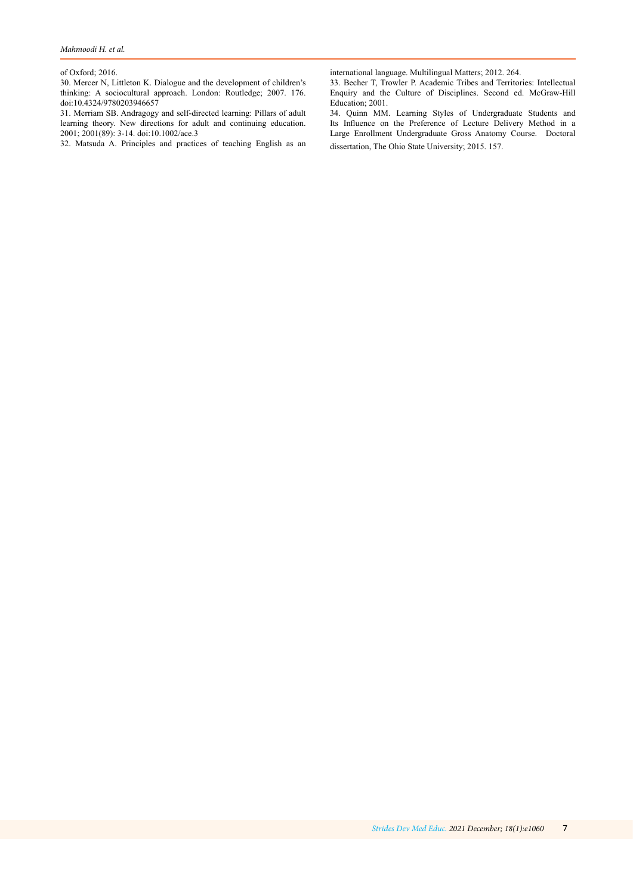of Oxford; 2016.

30. Mercer N, Littleton K. Dialogue and the development of children's thinking: A sociocultural approach. London: Routledge; 2007. 176. doi:10.4324/9780203946657

31. Merriam SB. Andragogy and self-directed learning: Pillars of adult learning theory. New directions for adult and continuing education. 2001; 2001(89): 3-14. doi:10.1002/ace.3

32. Matsuda A. Principles and practices of teaching English as an international language. Multilingual Matters; 2012. 264.

33. Becher T, Trowler P. Academic Tribes and Territories: Intellectual Enquiry and the Culture of Disciplines. Second ed. McGraw-Hill Education; 2001.

34. Quinn MM. Learning Styles of Undergraduate Students and Its Influence on the Preference of Lecture Delivery Method in a Large Enrollment Undergraduate Gross Anatomy Course. Doctoral dissertation, The Ohio State University; 2015. 157.